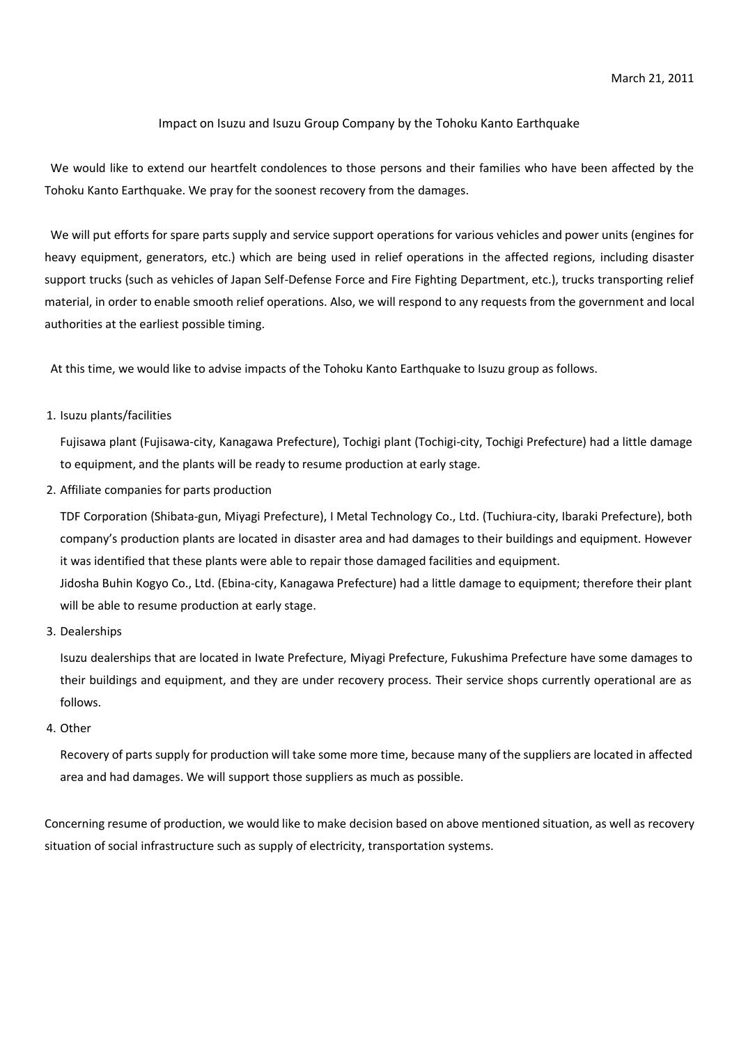March 21, 2011

# Impact on Isuzu and Isuzu Group Company by the Tohoku Kanto Earthquake

We would like to extend our heartfelt condolences to those persons and their families who have been affected by the Tohoku Kanto Earthquake. We pray for the soonest recovery from the damages.

We will put efforts for spare parts supply and service support operations for various vehicles and power units (engines for heavy equipment, generators, etc.) which are being used in relief operations in the affected regions, including disaster support trucks (such as vehicles of Japan Self-Defense Force and Fire Fighting Department, etc.), trucks transporting relief material, in order to enable smooth relief operations. Also, we will respond to any requests from the government and local authorities at the earliest possible timing.

At this time, we would like to advise impacts of the Tohoku Kanto Earthquake to Isuzu group as follows.

1. Isuzu plants/facilities

   Fujisawa plant (Fujisawa-city, Kanagawa Prefecture), Tochigi plant (Tochigi-city, Tochigi Prefecture) had a little damage to equipment, and the plants will be ready to resume production at early stage.

2. Affiliate companies for parts production

   TDF Corporation (Shibata-gun, Miyagi Prefecture), I Metal Technology Co., Ltd. (Tuchiura-city, Ibaraki Prefecture), both company's production plants are located in disaster area and had damages to their buildings and equipment. However it was identified that these plants were able to repair those damaged facilities and equipment.

   Jidosha Buhin Kogyo Co., Ltd. (Ebina-city, Kanagawa Prefecture) had a little damage to equipment; therefore their plant will be able to resume production at early stage.

3. Dealerships

   Isuzu dealerships that are located in Iwate Prefecture, Miyagi Prefecture, Fukushima Prefecture have some damages to their buildings and equipment, and they are under recovery process. Their service shops currently operational are as follows.

4. Other

   Recovery of parts supply for production will take some more time, because many of the suppliers are located in affected area and had damages. We will support those suppliers as much as possible.

Concerning resume of production, we would like to make decision based on above mentioned situation, as well as recovery situation of social infrastructure such as supply of electricity, transportation systems.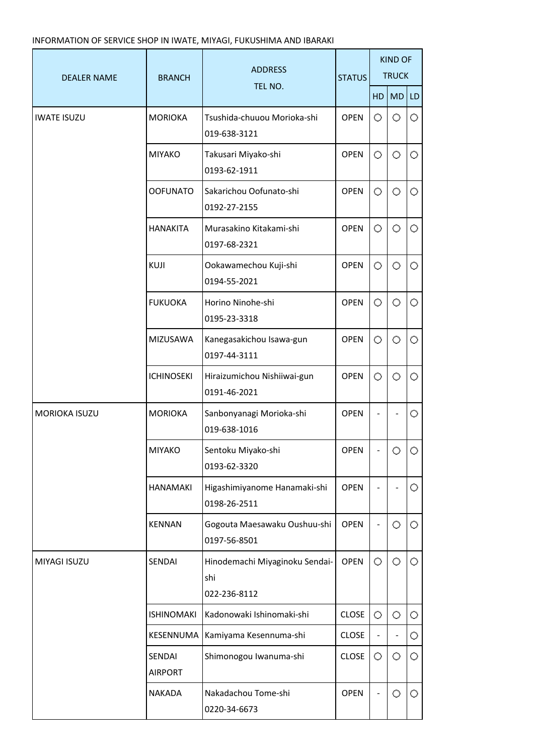INFORMATION OF SERVICE SHOP IN IWATE, MIYAGI, FUKUSHIMA AND IBARAKI

| DEALER NAME | BRANCH | ADDRESS<br>TEL NO. | STATUS | KIND OF TRUCK | | |
|---|---|---|---|---|---|---|
| | | | | HD | MD | LD |
| IWATE ISUZU | MORIOKA | Tsushida-chuuou Morioka-shi<br>019-638-3121 | OPEN | ○ | ○ | ○ |
| | MIYAKO | Takusari Miyako-shi<br>0193-62-1911 | OPEN | ○ | ○ | ○ |
| | OOFUNATO | Sakarichou Oofunato-shi<br>0192-27-2155 | OPEN | ○ | ○ | ○ |
| | HANAKITA | Murasakino Kitakami-shi<br>0197-68-2321 | OPEN | ○ | ○ | ○ |
| | KUJI | Ookawamechou Kuji-shi<br>0194-55-2021 | OPEN | ○ | ○ | ○ |
| | FUKUOKA | Horino Ninohe-shi<br>0195-23-3318 | OPEN | ○ | ○ | ○ |
| | MIZUSAWA | Kanegasakichou Isawa-gun<br>0197-44-3111 | OPEN | ○ | ○ | ○ |
| | ICHINOSEKI | Hiraizumichou Nishiiwai-gun<br>0191-46-2021 | OPEN | ○ | ○ | ○ |
| MORIOKA ISUZU | MORIOKA | Sanbonyanagi Morioka-shi<br>019-638-1016 | OPEN | - | - | ○ |
| | MIYAKO | Sentoku Miyako-shi<br>0193-62-3320 | OPEN | - | ○ | ○ |
| | HANAMAKI | Higashimiyanome Hanamaki-shi<br>0198-26-2511 | OPEN | - | - | ○ |
| | KENNAN | Gogouta Maesawaku Oushuu-shi<br>0197-56-8501 | OPEN | - | ○ | ○ |
| MIYAGI ISUZU | SENDAI | Hinodemachi Miyaginoku Sendai-shi<br>022-236-8112 | OPEN | ○ | ○ | ○ |
| | ISHINOMAKI | Kadonowaki Ishinomaki-shi | CLOSE | ○ | ○ | ○ |
| | KESENNUMA | Kamiyama Kesennuma-shi | CLOSE | - | - | ○ |
| | SENDAI AIRPORT | Shimonogou Iwanuma-shi | CLOSE | ○ | ○ | ○ |
| | NAKADA | Nakadachou Tome-shi<br>0220-34-6673 | OPEN | - | ○ | ○ |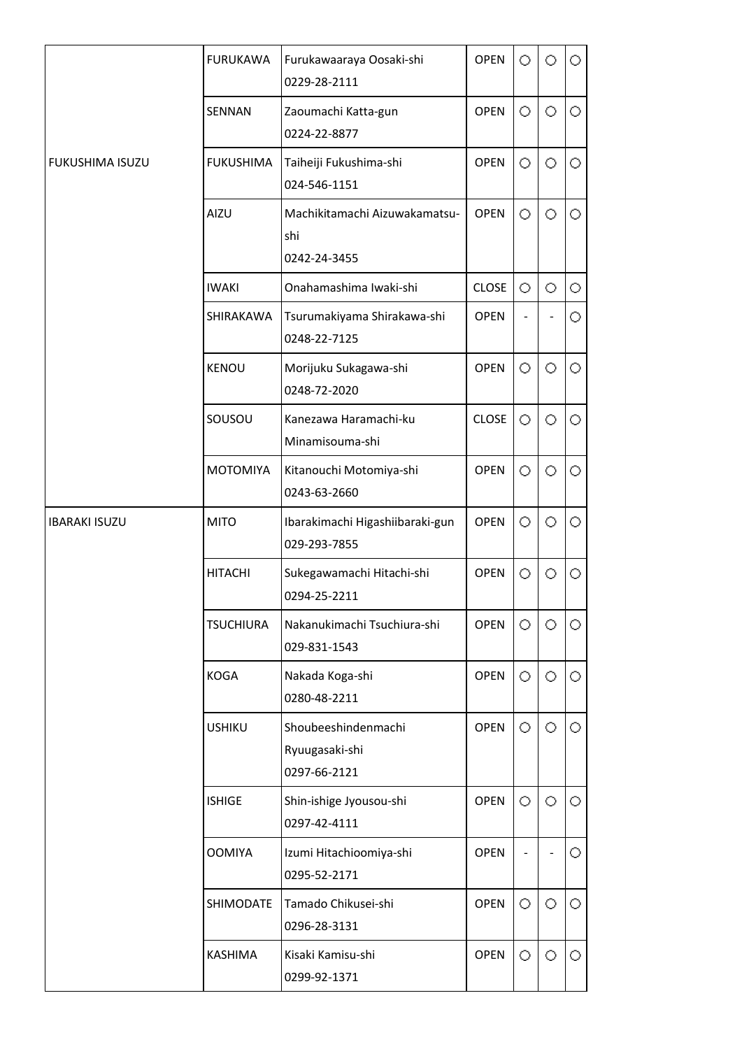|  |  |  |  |  |  |  |
|---|---|---|---|---|---|---|
|  | FURUKAWA | Furukawaaraya Oosaki-shi 0229-28-2111 | OPEN | ○ | ○ | ○ |
|  | SENNAN | Zaoumachi Katta-gun 0224-22-8877 | OPEN | ○ | ○ | ○ |
| FUKUSHIMA ISUZU | FUKUSHIMA | Taiheiji Fukushima-shi 024-546-1151 | OPEN | ○ | ○ | ○ |
|  | AIZU | Machikitamachi Aizuwakamatsu-shi 0242-24-3455 | OPEN | ○ | ○ | ○ |
|  | IWAKI | Onahamashima Iwaki-shi | CLOSE | ○ | ○ | ○ |
|  | SHIRAKAWA | Tsurumakiyama Shirakawa-shi 0248-22-7125 | OPEN | - | - | ○ |
|  | KENOU | Morijuku Sukagawa-shi 0248-72-2020 | OPEN | ○ | ○ | ○ |
|  | SOUSOU | Kanezawa Haramachi-ku Minamisouma-shi | CLOSE | ○ | ○ | ○ |
|  | MOTOMIYA | Kitanouchi Motomiya-shi 0243-63-2660 | OPEN | ○ | ○ | ○ |
| IBARAKI ISUZU | MITO | Ibarakimachi Higashiibaraki-gun 029-293-7855 | OPEN | ○ | ○ | ○ |
|  | HITACHI | Sukegawamachi Hitachi-shi 0294-25-2211 | OPEN | ○ | ○ | ○ |
|  | TSUCHIURA | Nakanukimachi Tsuchiura-shi 029-831-1543 | OPEN | ○ | ○ | ○ |
|  | KOGA | Nakada Koga-shi 0280-48-2211 | OPEN | ○ | ○ | ○ |
|  | USHIKU | Shoubeeshindenmachi Ryuugasaki-shi 0297-66-2121 | OPEN | ○ | ○ | ○ |
|  | ISHIGE | Shin-ishige Jyousou-shi 0297-42-4111 | OPEN | ○ | ○ | ○ |
|  | OOMIYA | Izumi Hitachioomiya-shi 0295-52-2171 | OPEN | - | - | ○ |
|  | SHIMODATE | Tamado Chikusei-shi 0296-28-3131 | OPEN | ○ | ○ | ○ |
|  | KASHIMA | Kisaki Kamisu-shi 0299-92-1371 | OPEN | ○ | ○ | ○ |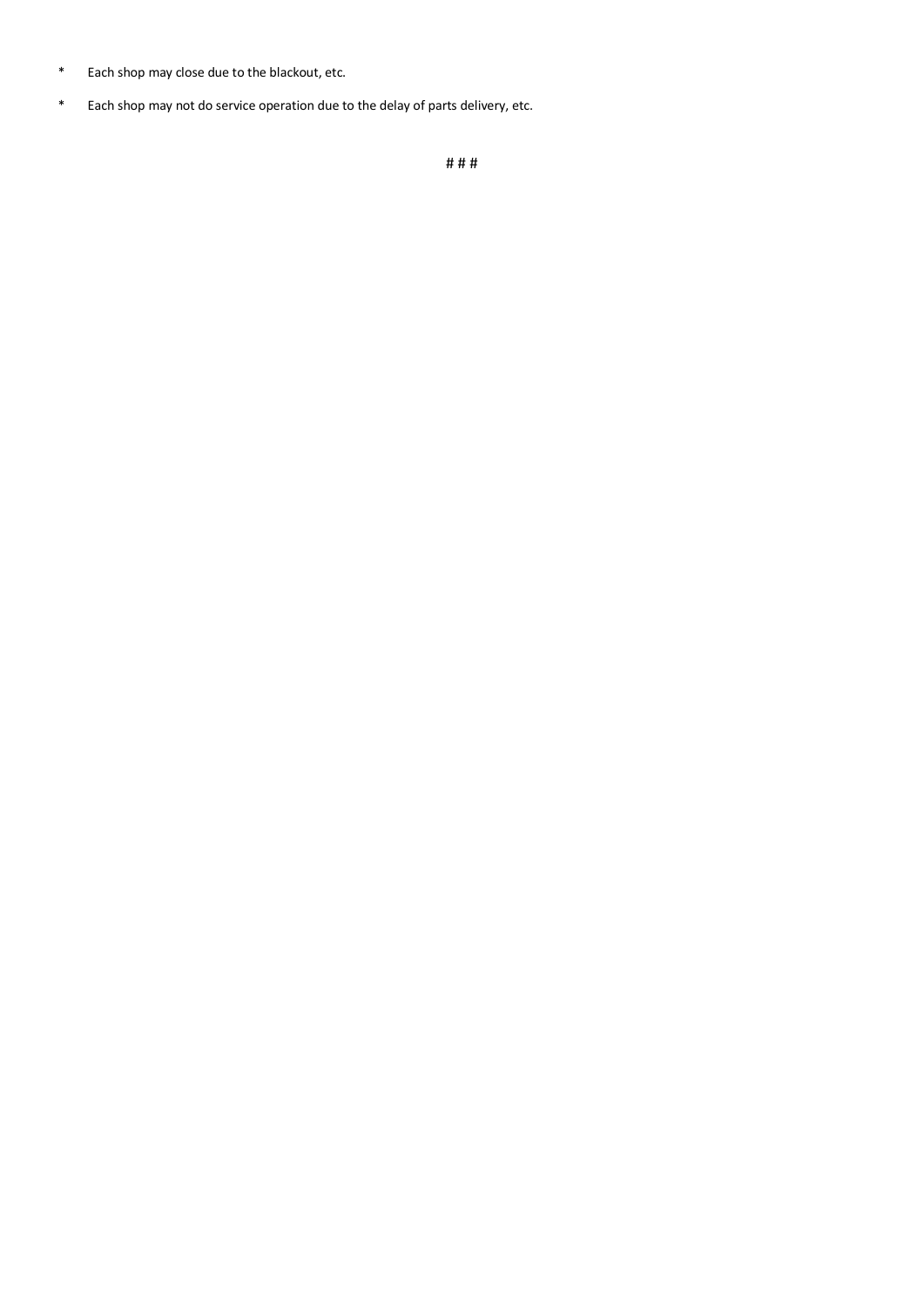* Each shop may close due to the blackout, etc.

* Each shop may not do service operation due to the delay of parts delivery, etc.

# # #